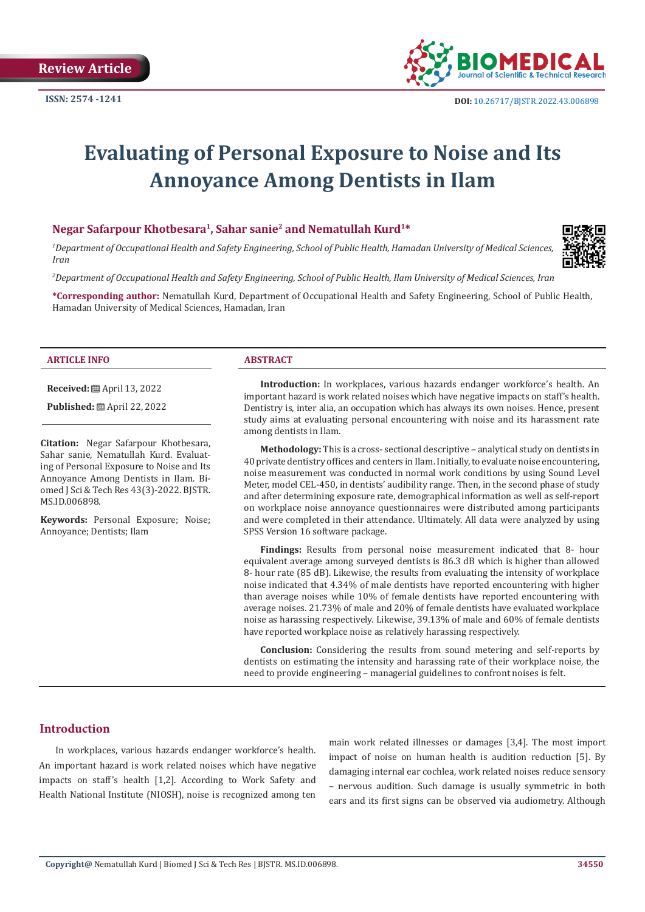Review Article

ISSN: 2574 -1241

DOI: 10.26717/BJSTR.2022.43.006898

# Evaluating of Personal Exposure to Noise and Its Annoyance Among Dentists in Ilam

**Negar Safarpour Khotbesara[1], Sahar sanie[2] and Nematullah Kurd[1]\***

*[1]Department of Occupational Health and Safety Engineering, School of Public Health, Hamadan University of Medical Sciences, Iran*

*[2]Department of Occupational Health and Safety Engineering, School of Public Health, Ilam University of Medical Sciences, Iran*

**\*Corresponding author:** Nematullah Kurd, Department of Occupational Health and Safety Engineering, School of Public Health, Hamadan University of Medical Sciences, Hamadan, Iran

### ARTICLE INFO

**Received:** April 13, 2022

**Published:** April 22, 2022

**Citation:** Negar Safarpour Khotbesara, Sahar sanie, Nematullah Kurd. Evaluating of Personal Exposure to Noise and Its Annoyance Among Dentists in Ilam. Biomed J Sci & Tech Res 43(3)-2022. BJSTR. MS.ID.006898.

**Keywords:** Personal Exposure; Noise; Annoyance; Dentists; Ilam

### ABSTRACT

**Introduction:** In workplaces, various hazards endanger workforce's health. An important hazard is work related noises which have negative impacts on staff's health. Dentistry is, inter alia, an occupation which has always its own noises. Hence, present study aims at evaluating personal encountering with noise and its harassment rate among dentists in Ilam.

**Methodology:** This is a cross- sectional descriptive – analytical study on dentists in 40 private dentistry offices and centers in Ilam. Initially, to evaluate noise encountering, noise measurement was conducted in normal work conditions by using Sound Level Meter, model CEL-450, in dentists' audibility range. Then, in the second phase of study and after determining exposure rate, demographical information as well as self-report on workplace noise annoyance questionnaires were distributed among participants and were completed in their attendance. Ultimately. All data were analyzed by using SPSS Version 16 software package.

**Findings:** Results from personal noise measurement indicated that 8- hour equivalent average among surveyed dentists is 86.3 dB which is higher than allowed 8- hour rate (85 dB). Likewise, the results from evaluating the intensity of workplace noise indicated that 4.34% of male dentists have reported encountering with higher than average noises while 10% of female dentists have reported encountering with average noises. 21.73% of male and 20% of female dentists have evaluated workplace noise as harassing respectively. Likewise, 39.13% of male and 60% of female dentists have reported workplace noise as relatively harassing respectively.

**Conclusion:** Considering the results from sound metering and self-reports by dentists on estimating the intensity and harassing rate of their workplace noise, the need to provide engineering – managerial guidelines to confront noises is felt.

## Introduction

In workplaces, various hazards endanger workforce's health. An important hazard is work related noises which have negative impacts on staff's health [1,2]. According to Work Safety and Health National Institute (NIOSH), noise is recognized among ten main work related illnesses or damages [3,4]. The most import impact of noise on human health is audition reduction [5]. By damaging internal ear cochlea, work related noises reduce sensory – nervous audition. Such damage is usually symmetric in both ears and its first signs can be observed via audiometry. Although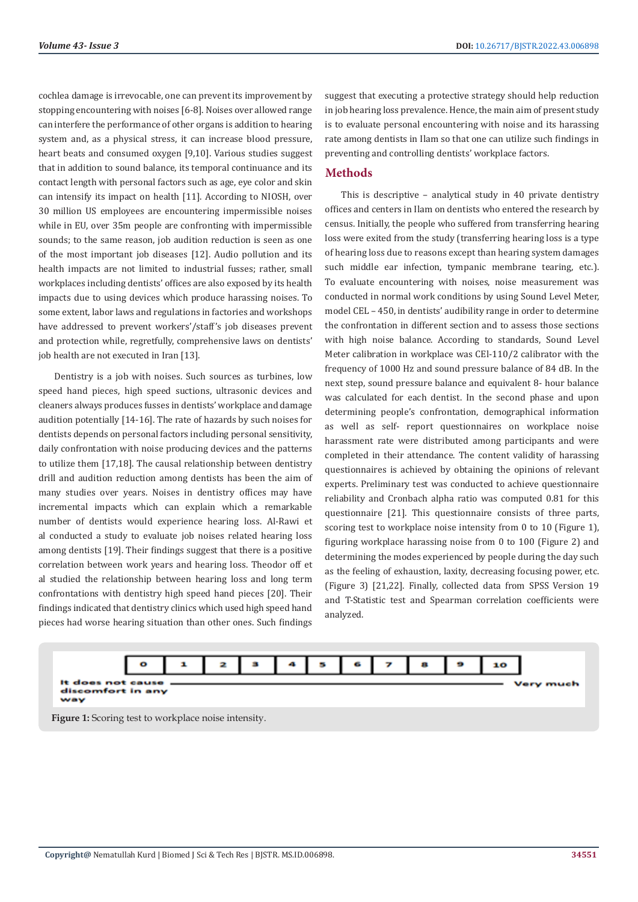cochlea damage is irrevocable, one can prevent its improvement by stopping encountering with noises [6-8]. Noises over allowed range can interfere the performance of other organs is addition to hearing system and, as a physical stress, it can increase blood pressure, heart beats and consumed oxygen [9,10]. Various studies suggest that in addition to sound balance, its temporal continuance and its contact length with personal factors such as age, eye color and skin can intensify its impact on health [11]. According to NIOSH, over 30 million US employees are encountering impermissible noises while in EU, over 35m people are confronting with impermissible sounds; to the same reason, job audition reduction is seen as one of the most important job diseases [12]. Audio pollution and its health impacts are not limited to industrial fusses; rather, small workplaces including dentists' offices are also exposed by its health impacts due to using devices which produce harassing noises. To some extent, labor laws and regulations in factories and workshops have addressed to prevent workers'/staff's job diseases prevent and protection while, regretfully, comprehensive laws on dentists' job health are not executed in Iran [13].

Dentistry is a job with noises. Such sources as turbines, low speed hand pieces, high speed suctions, ultrasonic devices and cleaners always produces fusses in dentists' workplace and damage audition potentially [14-16]. The rate of hazards by such noises for dentists depends on personal factors including personal sensitivity, daily confrontation with noise producing devices and the patterns to utilize them [17,18]. The causal relationship between dentistry drill and audition reduction among dentists has been the aim of many studies over years. Noises in dentistry offices may have incremental impacts which can explain which a remarkable number of dentists would experience hearing loss. Al-Rawi et al conducted a study to evaluate job noises related hearing loss among dentists [19]. Their findings suggest that there is a positive correlation between work years and hearing loss. Theodor off et al studied the relationship between hearing loss and long term confrontations with dentistry high speed hand pieces [20]. Their findings indicated that dentistry clinics which used high speed hand pieces had worse hearing situation than other ones. Such findings suggest that executing a protective strategy should help reduction in job hearing loss prevalence. Hence, the main aim of present study is to evaluate personal encountering with noise and its harassing rate among dentists in Ilam so that one can utilize such findings in preventing and controlling dentists' workplace factors.

## Methods

This is descriptive – analytical study in 40 private dentistry offices and centers in Ilam on dentists who entered the research by census. Initially, the people who suffered from transferring hearing loss were exited from the study (transferring hearing loss is a type of hearing loss due to reasons except than hearing system damages such middle ear infection, tympanic membrane tearing, etc.). To evaluate encountering with noises, noise measurement was conducted in normal work conditions by using Sound Level Meter, model CEL – 450, in dentists' audibility range in order to determine the confrontation in different section and to assess those sections with high noise balance. According to standards, Sound Level Meter calibration in workplace was CEl-110/2 calibrator with the frequency of 1000 Hz and sound pressure balance of 84 dB. In the next step, sound pressure balance and equivalent 8- hour balance was calculated for each dentist. In the second phase and upon determining people's confrontation, demographical information as well as self- report questionnaires on workplace noise harassment rate were distributed among participants and were completed in their attendance. The content validity of harassing questionnaires is achieved by obtaining the opinions of relevant experts. Preliminary test was conducted to achieve questionnaire reliability and Cronbach alpha ratio was computed 0.81 for this questionnaire [21]. This questionnaire consists of three parts, scoring test to workplace noise intensity from 0 to 10 (Figure 1), figuring workplace harassing noise from 0 to 100 (Figure 2) and determining the modes experienced by people during the day such as the feeling of exhaustion, laxity, decreasing focusing power, etc. (Figure 3) [21,22]. Finally, collected data from SPSS Version 19 and T-Statistic test and Spearman correlation coefficients were analyzed.

| 0 | 1 | 2 | 3 | 4 | 5 | 6 | 7 | 8 | 9 | 10 |
|---|---|---|---|---|---|---|---|---|---|---|

It does not cause discomfort in any way ——— Very much

**Figure 1:** Scoring test to workplace noise intensity.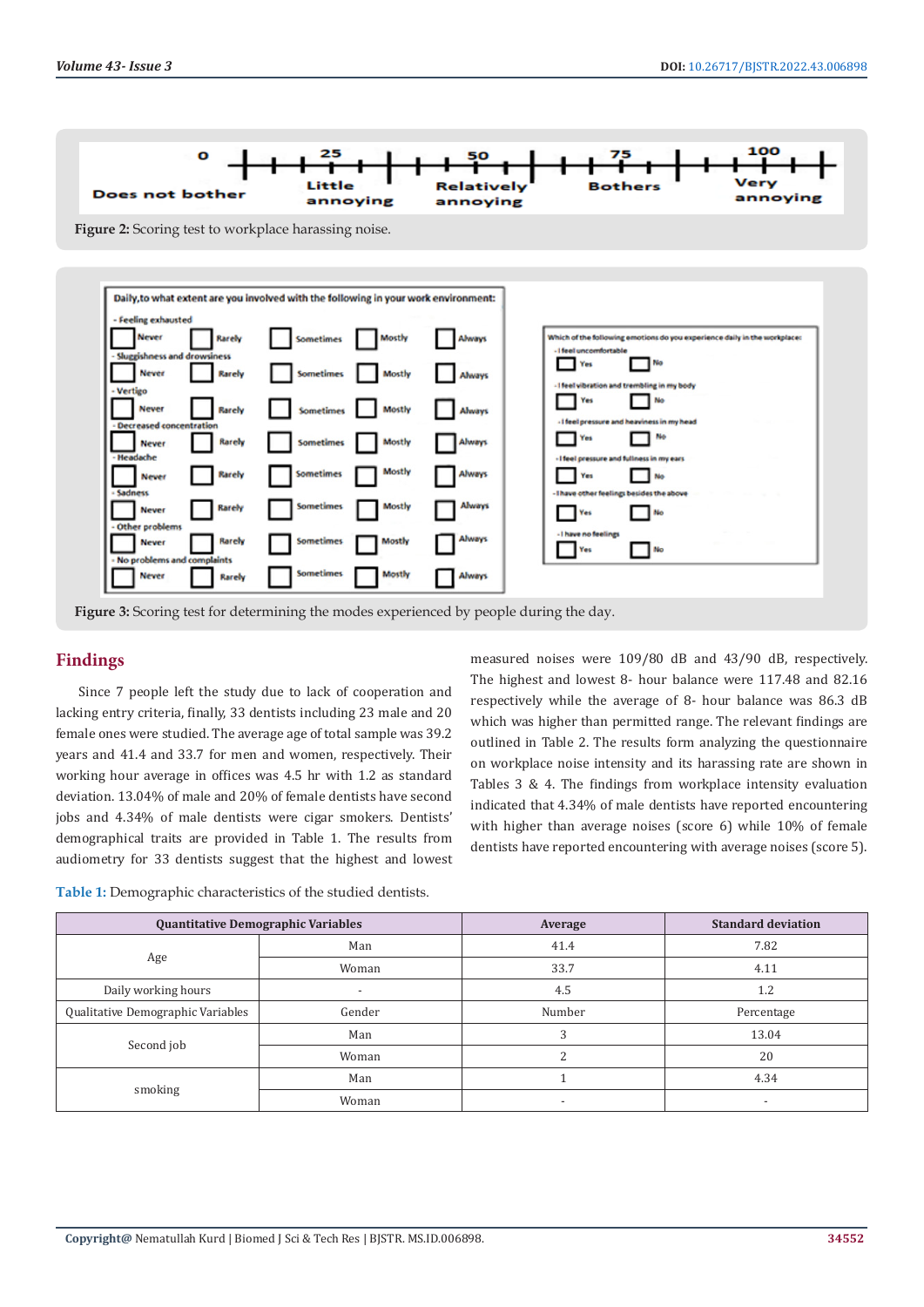Figure 2: Scoring test to workplace harassing noise.

Figure 3: Scoring test for determining the modes experienced by people during the day.

## Findings

Since 7 people left the study due to lack of cooperation and lacking entry criteria, finally, 33 dentists including 23 male and 20 female ones were studied. The average age of total sample was 39.2 years and 41.4 and 33.7 for men and women, respectively. Their working hour average in offices was 4.5 hr with 1.2 as standard deviation. 13.04% of male and 20% of female dentists have second jobs and 4.34% of male dentists were cigar smokers. Dentists' demographical traits are provided in Table 1. The results from audiometry for 33 dentists suggest that the highest and lowest measured noises were 109/80 dB and 43/90 dB, respectively. The highest and lowest 8- hour balance were 117.48 and 82.16 respectively while the average of 8- hour balance was 86.3 dB which was higher than permitted range. The relevant findings are outlined in Table 2. The results form analyzing the questionnaire on workplace noise intensity and its harassing rate are shown in Tables 3 & 4. The findings from workplace intensity evaluation indicated that 4.34% of male dentists have reported encountering with higher than average noises (score 6) while 10% of female dentists have reported encountering with average noises (score 5).

Table 1: Demographic characteristics of the studied dentists.

| Quantitative Demographic Variables | | Average | Standard deviation |
|---|---|---|---|
| Age | Man | 41.4 | 7.82 |
| | Woman | 33.7 | 4.11 |
| Daily working hours | - | 4.5 | 1.2 |
| Qualitative Demographic Variables | Gender | Number | Percentage |
| Second job | Man | 3 | 13.04 |
| | Woman | 2 | 20 |
| smoking | Man | 1 | 4.34 |
| | Woman | - | - |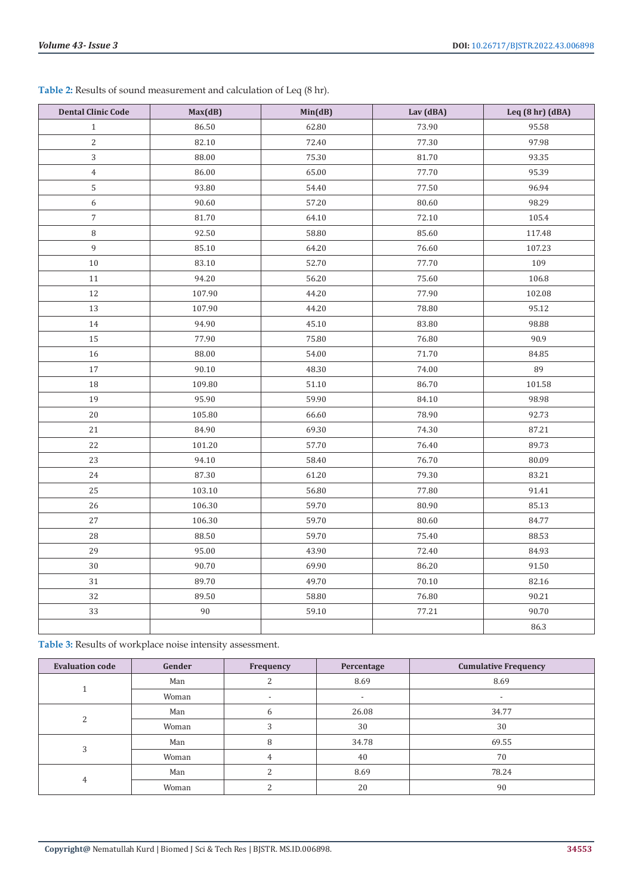**Table 2:** Results of sound measurement and calculation of Leq (8 hr).

| Dental Clinic Code | Max(dB) | Min(dB) | Lav (dBA) | Leq (8 hr) (dBA) |
|---|---|---|---|---|
| 1 | 86.50 | 62.80 | 73.90 | 95.58 |
| 2 | 82.10 | 72.40 | 77.30 | 97.98 |
| 3 | 88.00 | 75.30 | 81.70 | 93.35 |
| 4 | 86.00 | 65.00 | 77.70 | 95.39 |
| 5 | 93.80 | 54.40 | 77.50 | 96.94 |
| 6 | 90.60 | 57.20 | 80.60 | 98.29 |
| 7 | 81.70 | 64.10 | 72.10 | 105.4 |
| 8 | 92.50 | 58.80 | 85.60 | 117.48 |
| 9 | 85.10 | 64.20 | 76.60 | 107.23 |
| 10 | 83.10 | 52.70 | 77.70 | 109 |
| 11 | 94.20 | 56.20 | 75.60 | 106.8 |
| 12 | 107.90 | 44.20 | 77.90 | 102.08 |
| 13 | 107.90 | 44.20 | 78.80 | 95.12 |
| 14 | 94.90 | 45.10 | 83.80 | 98.88 |
| 15 | 77.90 | 75.80 | 76.80 | 90.9 |
| 16 | 88.00 | 54.00 | 71.70 | 84.85 |
| 17 | 90.10 | 48.30 | 74.00 | 89 |
| 18 | 109.80 | 51.10 | 86.70 | 101.58 |
| 19 | 95.90 | 59.90 | 84.10 | 98.98 |
| 20 | 105.80 | 66.60 | 78.90 | 92.73 |
| 21 | 84.90 | 69.30 | 74.30 | 87.21 |
| 22 | 101.20 | 57.70 | 76.40 | 89.73 |
| 23 | 94.10 | 58.40 | 76.70 | 80.09 |
| 24 | 87.30 | 61.20 | 79.30 | 83.21 |
| 25 | 103.10 | 56.80 | 77.80 | 91.41 |
| 26 | 106.30 | 59.70 | 80.90 | 85.13 |
| 27 | 106.30 | 59.70 | 80.60 | 84.77 |
| 28 | 88.50 | 59.70 | 75.40 | 88.53 |
| 29 | 95.00 | 43.90 | 72.40 | 84.93 |
| 30 | 90.70 | 69.90 | 86.20 | 91.50 |
| 31 | 89.70 | 49.70 | 70.10 | 82.16 |
| 32 | 89.50 | 58.80 | 76.80 | 90.21 |
| 33 | 90 | 59.10 | 77.21 | 90.70 |
| | | | | 86.3 |

**Table 3:** Results of workplace noise intensity assessment.

| Evaluation code | Gender | Frequency | Percentage | Cumulative Frequency |
|---|---|---|---|---|
| 1 | Man | 2 | 8.69 | 8.69 |
| | Woman | - | - | - |
| 2 | Man | 6 | 26.08 | 34.77 |
| | Woman | 3 | 30 | 30 |
| 3 | Man | 8 | 34.78 | 69.55 |
| | Woman | 4 | 40 | 70 |
| 4 | Man | 2 | 8.69 | 78.24 |
| | Woman | 2 | 20 | 90 |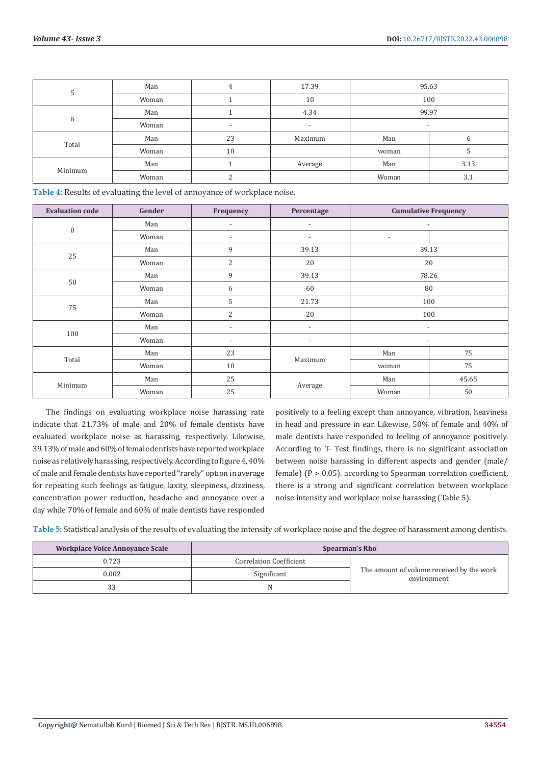| | | | | | |
|---|---|---|---|---|---|
| 5 | Man | 4 | 17.39 | 95.63 | |
| | Woman | 1 | 10 | 100 | |
| 6 | Man | 1 | 4.34 | 99.97 | |
| | Woman | - | - | - | |
| Total | Man | 23 | Maximum | Man | 6 |
| | Woman | 10 | | woman | 5 |
| Minimum | Man | 1 | Average | Man | 3.13 |
| | Woman | 2 | | Woman | 3.1 |

**Table 4:** Results of evaluating the level of annoyance of workplace noise.

| Evaluation code | Gender | Frequency | Percentage | Cumulative Frequency | |
|---|---|---|---|---|---|
| 0 | Man | - | - | - | |
| | Woman | - | - | - | |
| 25 | Man | 9 | 39.13 | 39.13 | |
| | Woman | 2 | 20 | 20 | |
| 50 | Man | 9 | 39.13 | 78.26 | |
| | Woman | 6 | 60 | 80 | |
| 75 | Man | 5 | 21.73 | 100 | |
| | Woman | 2 | 20 | 100 | |
| 100 | Man | - | - | - | |
| | Woman | - | - | - | |
| Total | Man | 23 | Maximum | Man | 75 |
| | Woman | 10 | | woman | 75 |
| Minimum | Man | 25 | Average | Man | 45.65 |
| | Woman | 25 | | Woman | 50 |

The findings on evaluating workplace noise harassing rate indicate that 21.73% of male and 20% of female dentists have evaluated workplace noise as harassing, respectively. Likewise, 39.13% of male and 60% of female dentists have reported workplace noise as relatively harassing, respectively. According to figure 4, 40% of male and female dentists have reported "rarely" option in average for repeating such feelings as fatigue, laxity, sleepiness, dizziness, concentration power reduction, headache and annoyance over a day while 70% of female and 60% of male dentists have responded positively to a feeling except than annoyance, vibration, heaviness in head and pressure in ear. Likewise, 50% of female and 40% of male dentists have responded to feeling of annoyance positively. According to T- Test findings, there is no significant association between noise harassing in different aspects and gender (male/female) ($P > 0.05$). according to Spearman correlation coefficient, there is a strong and significant correlation between workplace noise intensity and workplace noise harassing (Table 5).

**Table 5:** Statistical analysis of the results of evaluating the intensity of workplace noise and the degree of harassment among dentists.

| Workplace Voice Annoyance Scale | Spearman's Rho | |
|---|---|---|
| 0.723 | Correlation Coefficient | The amount of volume received by the work environment |
| 0.002 | Significant | |
| 33 | N | |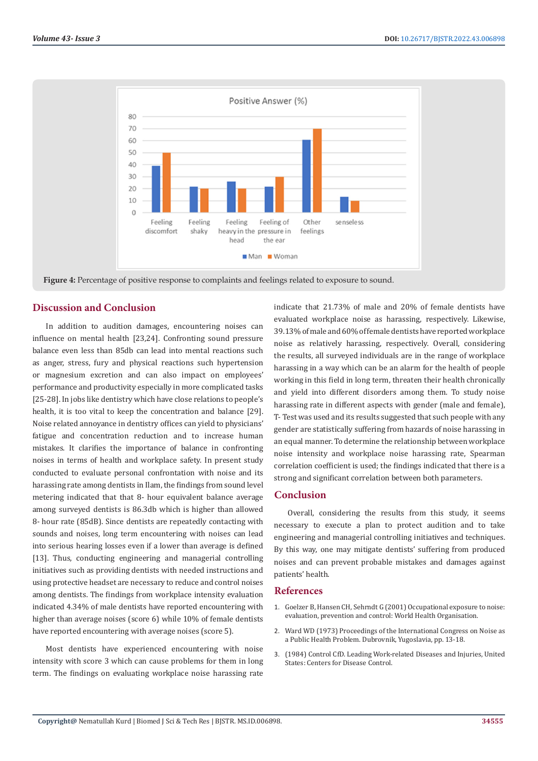**Figure 4:** Percentage of positive response to complaints and feelings related to exposure to sound.

## Discussion and Conclusion

In addition to audition damages, encountering noises can influence on mental health [23,24]. Confronting sound pressure balance even less than 85db can lead into mental reactions such as anger, stress, fury and physical reactions such hypertension or magnesium excretion and can also impact on employees' performance and productivity especially in more complicated tasks [25-28]. In jobs like dentistry which have close relations to people's health, it is too vital to keep the concentration and balance [29]. Noise related annoyance in dentistry offices can yield to physicians' fatigue and concentration reduction and to increase human mistakes. It clarifies the importance of balance in confronting noises in terms of health and workplace safety. In present study conducted to evaluate personal confrontation with noise and its harassing rate among dentists in Ilam, the findings from sound level metering indicated that that 8- hour equivalent balance average among surveyed dentists is 86.3db which is higher than allowed 8- hour rate (85dB). Since dentists are repeatedly contacting with sounds and noises, long term encountering with noises can lead into serious hearing losses even if a lower than average is defined [13]. Thus, conducting engineering and managerial controlling initiatives such as providing dentists with needed instructions and using protective headset are necessary to reduce and control noises among dentists. The findings from workplace intensity evaluation indicated 4.34% of male dentists have reported encountering with higher than average noises (score 6) while 10% of female dentists have reported encountering with average noises (score 5).

Most dentists have experienced encountering with noise intensity with score 3 which can cause problems for them in long term. The findings on evaluating workplace noise harassing rate indicate that 21.73% of male and 20% of female dentists have evaluated workplace noise as harassing, respectively. Likewise, 39.13% of male and 60% of female dentists have reported workplace noise as relatively harassing, respectively. Overall, considering the results, all surveyed individuals are in the range of workplace harassing in a way which can be an alarm for the health of people working in this field in long term, threaten their health chronically and yield into different disorders among them. To study noise harassing rate in different aspects with gender (male and female), T- Test was used and its results suggested that such people with any gender are statistically suffering from hazards of noise harassing in an equal manner. To determine the relationship between workplace noise intensity and workplace noise harassing rate, Spearman correlation coefficient is used; the findings indicated that there is a strong and significant correlation between both parameters.

## Conclusion

Overall, considering the results from this study, it seems necessary to execute a plan to protect audition and to take engineering and managerial controlling initiatives and techniques. By this way, one may mitigate dentists' suffering from produced noises and can prevent probable mistakes and damages against patients' health.

## References

1. Goelzer B, Hansen CH, Sehrndt G (2001) Occupational exposure to noise: evaluation, prevention and control: World Health Organisation.
2. Ward WD (1973) Proceedings of the International Congress on Noise as a Public Health Problem. Dubrovnik, Yugoslavia, pp. 13-18.
3. (1984) Control CfD. Leading Work-related Diseases and Injuries, United States: Centers for Disease Control.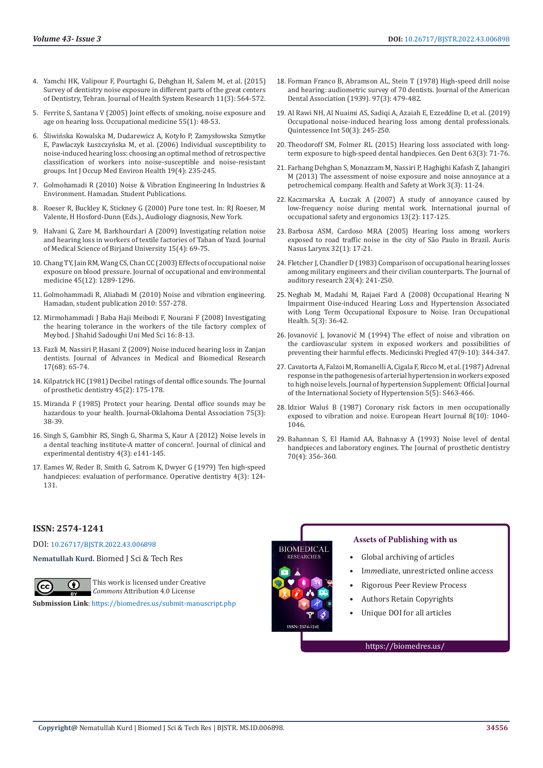4. Yamchi HK, Valipour F, Pourtaghi G, Dehghan H, Salem M, et al. (2015) Survey of dentistry noise exposure in different parts of the great centers of Dentistry, Tehran. Journal of Health System Research 11(3): 564-572.
5. Ferrite S, Santana V (2005) Joint effects of smoking, noise exposure and age on hearing loss. Occupational medicine 55(1): 48-53.
6. Śliwińska Kowalska M, Dudarewicz A, Kotyło P, Zamysłowska Szmytke E, Pawlaczyk Łuszczyńska M, et al. (2006) Individual susceptibility to noise-induced hearing loss: choosing an optimal method of retrospective classification of workers into noise-susceptible and noise-resistant groups. Int J Occup Med Environ Health 19(4): 235-245.
7. Golmohamadi R (2010) Noise & Vibration Engineering In Industries & Environment. Hamadan. Student Publications.
8. Roeser R, Buckley K, Stickney G (2000) Pure tone test. In: RJ Roeser, M Valente, H Hosford-Dunn (Eds.)., Audiology diagnosis, New York.
9. Halvani G, Zare M, Barkhourdari A (2009) Investigating relation noise and hearing loss in workers of textile factories of Taban of Yazd. Journal of Medical Science of Birjand University 15(4): 69-75.
10. Chang TY, Jain RM, Wang CS, Chan CC (2003) Effects of occupational noise exposure on blood pressure. Journal of occupational and environmental medicine 45(12): 1289-1296.
11. Golmohammadi R, Aliabadi M (2010) Noise and vibration engineering. Hamadan, student publication 2010: 557-278.
12. Mirmohammadi J Baba Haji Meibodi F, Nourani F (2008) Investigating the hearing tolerance in the workers of the tile factory complex of Meybod. J Shahid Sadoughi Uni Med Sci 16: 8-13.
13. Fazli M, Nassiri P, Hasani Z (2009) Noise induced hearing loss in Zanjan dentists. Journal of Advances in Medical and Biomedical Research 17(68): 65-74.
14. Kilpatrick HC (1981) Decibel ratings of dental office sounds. The Journal of prosthetic dentistry 45(2): 175-178.
15. Miranda F (1985) Protect your hearing. Dental office sounds may be hazardous to your health. Journal-Oklahoma Dental Association 75(3): 38-39.
16. Singh S, Gambhir RS, Singh G, Sharma S, Kaur A (2012) Noise levels in a dental teaching institute-A matter of concern!. Journal of clinical and experimental dentistry 4(3): e141-145.
17. Eames W, Reder B, Smith G, Satrom K, Dwyer G (1979) Ten high-speed handpieces: evaluation of performance. Operative dentistry 4(3): 124-131.
18. Forman Franco B, Abramson AL, Stein T (1978) High-speed drill noise and hearing: audiometric survey of 70 dentists. Journal of the American Dental Association (1939). 97(3): 479-482.
19. Al Rawi NH, Al Nuaimi AS, Sadiqi A, Azaiah E, Ezzeddine D, et al. (2019) Occupational noise-induced hearing loss among dental professionals. Quintessence Int 50(3): 245-250.
20. Theodoroff SM, Folmer RL (2015) Hearing loss associated with long-term exposure to high-speed dental handpieces. Gen Dent 63(3): 71-76.
21. Farhang Dehghan S, Monazzam M, Nassiri P, Haghighi Kafash Z, Jahangiri M (2013) The assessment of noise exposure and noise annoyance at a petrochemical company. Health and Safety at Work 3(3): 11-24.
22. Kaczmarska A, Łuczak A (2007) A study of annoyance caused by low-frequency noise during mental work. International journal of occupational safety and ergonomics 13(2): 117-125.
23. Barbosa ASM, Cardoso MRA (2005) Hearing loss among workers exposed to road traffic noise in the city of São Paulo in Brazil. Auris Nasus Larynx 32(1): 17-21.
24. Fletcher J, Chandler D (1983) Comparison of occupational hearing losses among military engineers and their civilian counterparts. The Journal of auditory research 23(4): 241-250.
25. Neghab M, Madahi M, Rajaei Fard A (2008) Occupational Hearing N Impairment Oise-induced Hearing Loss and Hypertension Associated with Long Term Occupational Exposure to Noise. Iran Occupational Health. 5(3): 36-42.
26. Jovanović J, Jovanović M (1994) The effect of noise and vibration on the cardiovascular system in exposed workers and possibilities of preventing their harmful effects. Medicinski Pregled 47(9-10): 344-347.
27. Cavatorta A, Falzoi M, Romanelli A, Cigala F, Ricco M, et al. (1987) Adrenal response in the pathogenesis of arterial hypertension in workers exposed to high noise levels. Journal of hypertension Supplement: Official Journal of the International Society of Hypertension 5(5): S463-466.
28. Idzior Waluś B (1987) Coronary risk factors in men occupationally exposed to vibration and noise. European Heart Journal 8(10): 1040-1046.
29. Bahannan S, El Hamid AA, Bahnassy A (1993) Noise level of dental handpieces and laboratory engines. The Journal of prosthetic dentistry 70(4): 356-360.

**ISSN: 2574-1241**

DOI: 10.26717/BJSTR.2022.43.006898

**Nematullah Kurd.** Biomed J Sci & Tech Res

This work is licensed under Creative *Commons* Attribution 4.0 License

**Submission Link**: https://biomedres.us/submit-manuscript.php

**Assets of Publishing with us**

- Global archiving of articles
- Immediate, unrestricted online access
- Rigorous Peer Review Process
- Authors Retain Copyrights
- Unique DOI for all articles

https://biomedres.us/